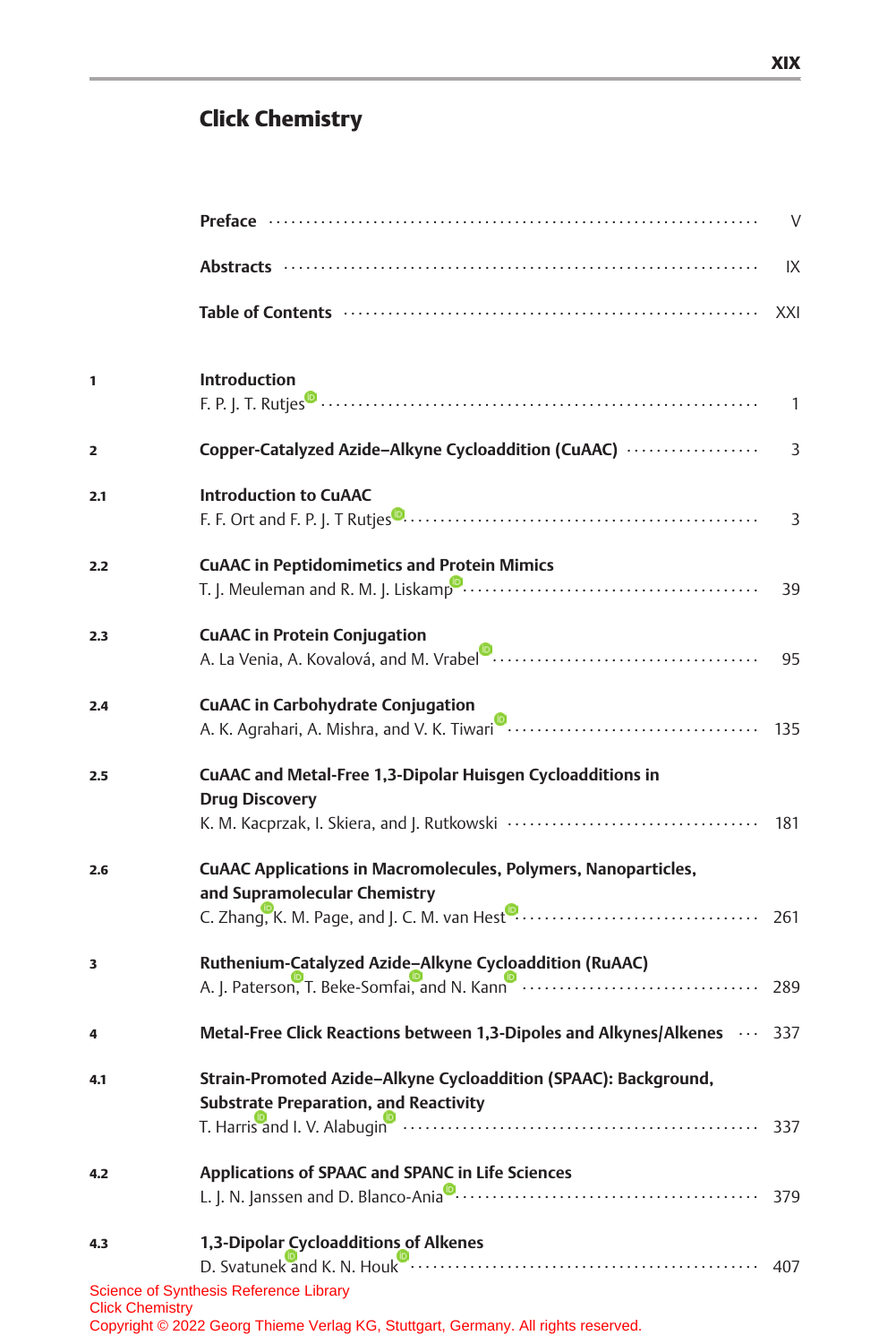# Click Chemistry

| | | |
|---|---|---|
| | **Preface** | V |
| | **Abstracts** | IX |
| | **Table of Contents** | XXI |
| 1 | **Introduction**<br>F. P. J. T. Rutjes | 1 |
| 2 | **Copper-Catalyzed Azide–Alkyne Cycloaddition (CuAAC)** | 3 |
| 2.1 | **Introduction to CuAAC**<br>F. F. Ort and F. P. J. T Rutjes | 3 |
| 2.2 | **CuAAC in Peptidomimetics and Protein Mimics**<br>T. J. Meuleman and R. M. J. Liskamp | 39 |
| 2.3 | **CuAAC in Protein Conjugation**<br>A. La Venia, A. Kovalová, and M. Vrabel | 95 |
| 2.4 | **CuAAC in Carbohydrate Conjugation**<br>A. K. Agrahari, A. Mishra, and V. K. Tiwari | 135 |
| 2.5 | **CuAAC and Metal-Free 1,3-Dipolar Huisgen Cycloadditions in Drug Discovery**<br>K. M. Kacprzak, I. Skiera, and J. Rutkowski | 181 |
| 2.6 | **CuAAC Applications in Macromolecules, Polymers, Nanoparticles, and Supramolecular Chemistry**<br>C. Zhang, K. M. Page, and J. C. M. van Hest | 261 |
| 3 | **Ruthenium-Catalyzed Azide–Alkyne Cycloaddition (RuAAC)**<br>A. J. Paterson, T. Beke-Somfai, and N. Kann | 289 |
| 4 | **Metal-Free Click Reactions between 1,3-Dipoles and Alkynes/Alkenes** | 337 |
| 4.1 | **Strain-Promoted Azide–Alkyne Cycloaddition (SPAAC): Background, Substrate Preparation, and Reactivity**<br>T. Harris and I. V. Alabugin | 337 |
| 4.2 | **Applications of SPAAC and SPANC in Life Sciences**<br>L. J. N. Janssen and D. Blanco-Ania | 379 |
| 4.3 | **1,3-Dipolar Cycloadditions of Alkenes**<br>D. Svatunek and K. N. Houk | 407 |

Science of Synthesis Reference Library
Click Chemistry
Copyright © 2022 Georg Thieme Verlag KG, Stuttgart, Germany. All rights reserved.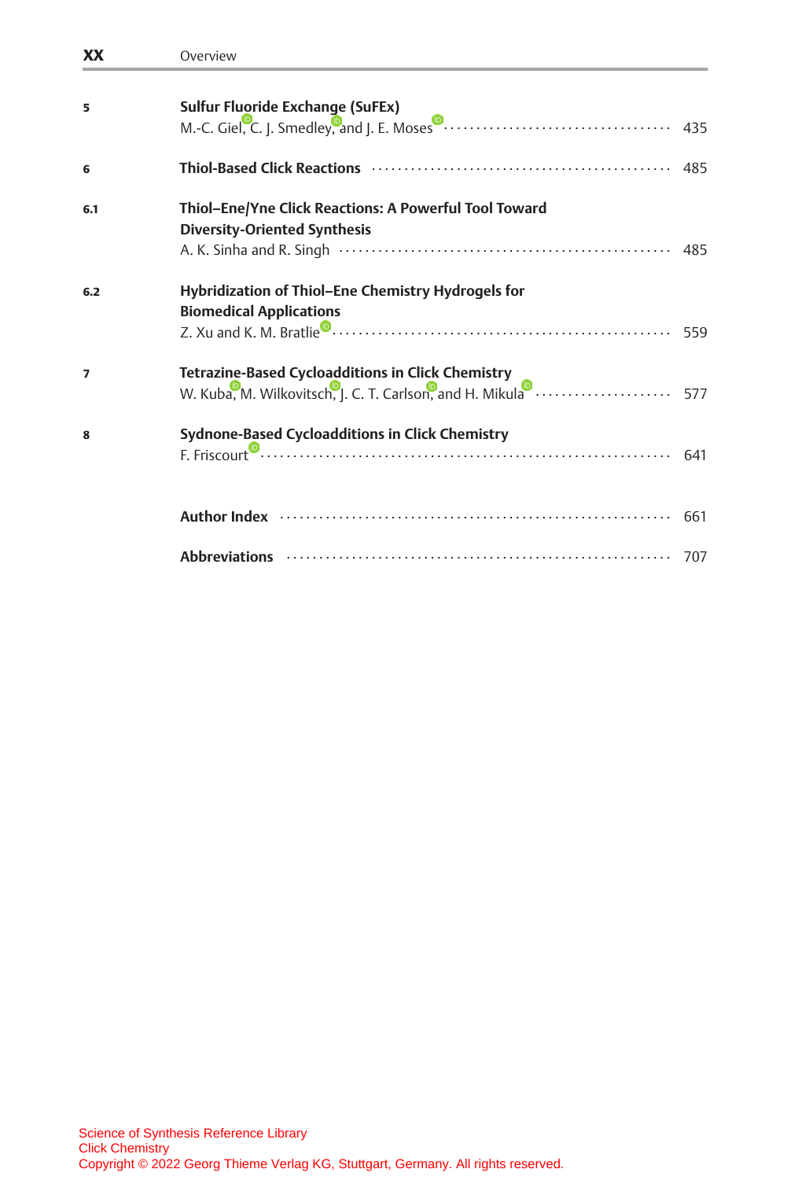| | | |
|---|---|---|
| **5** | **Sulfur Fluoride Exchange (SuFEx)**<br>M.-C. Giel, C. J. Smedley, and J. E. Moses | 435 |
| **6** | **Thiol-Based Click Reactions** | 485 |
| **6.1** | **Thiol–Ene/Yne Click Reactions: A Powerful Tool Toward Diversity-Oriented Synthesis**<br>A. K. Sinha and R. Singh | 485 |
| **6.2** | **Hybridization of Thiol–Ene Chemistry Hydrogels for Biomedical Applications**<br>Z. Xu and K. M. Bratlie | 559 |
| **7** | **Tetrazine-Based Cycloadditions in Click Chemistry**<br>W. Kuba, M. Wilkovitsch, J. C. T. Carlson, and H. Mikula | 577 |
| **8** | **Sydnone-Based Cycloadditions in Click Chemistry**<br>F. Friscourt | 641 |
| | **Author Index** | 661 |
| | **Abbreviations** | 707 |

Science of Synthesis Reference Library
Click Chemistry
Copyright © 2022 Georg Thieme Verlag KG, Stuttgart, Germany. All rights reserved.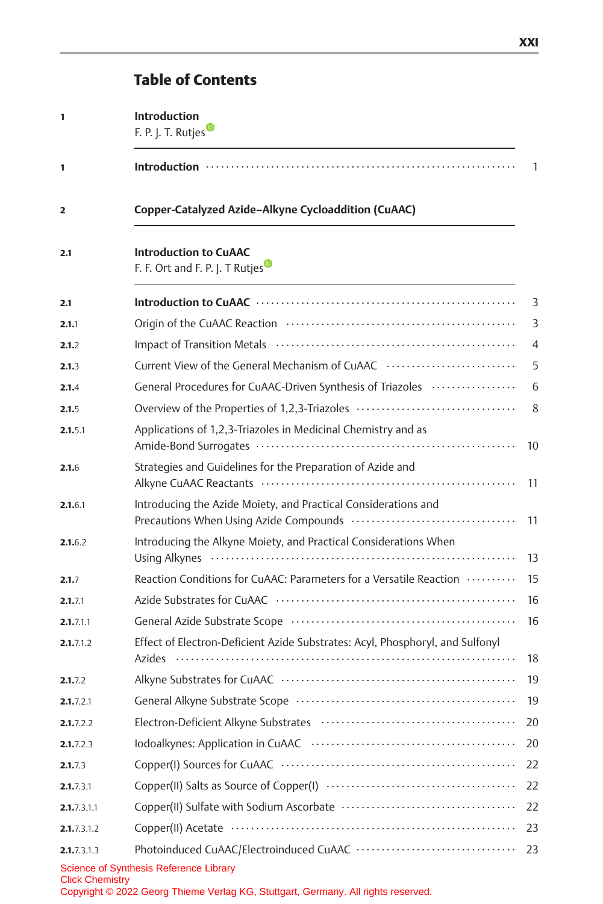# Table of Contents

| | | |
|---|---|---|
| **1** | **Introduction**<br>F. P. J. T. Rutjes | |
| **1** | **Introduction** | 1 |
| **2** | **Copper-Catalyzed Azide–Alkyne Cycloaddition (CuAAC)** | |
| **2.1** | **Introduction to CuAAC**<br>F. F. Ort and F. P. J. T Rutjes | |
| **2.1** | **Introduction to CuAAC** | 3 |
| **2.1**.1 | Origin of the CuAAC Reaction | 3 |
| **2.1**.2 | Impact of Transition Metals | 4 |
| **2.1**.3 | Current View of the General Mechanism of CuAAC | 5 |
| **2.1**.4 | General Procedures for CuAAC-Driven Synthesis of Triazoles | 6 |
| **2.1**.5 | Overview of the Properties of 1,2,3-Triazoles | 8 |
| **2.1**.5.1 | Applications of 1,2,3-Triazoles in Medicinal Chemistry and as Amide-Bond Surrogates | 10 |
| **2.1**.6 | Strategies and Guidelines for the Preparation of Azide and Alkyne CuAAC Reactants | 11 |
| **2.1**.6.1 | Introducing the Azide Moiety, and Practical Considerations and Precautions When Using Azide Compounds | 11 |
| **2.1**.6.2 | Introducing the Alkyne Moiety, and Practical Considerations When Using Alkynes | 13 |
| **2.1**.7 | Reaction Conditions for CuAAC: Parameters for a Versatile Reaction | 15 |
| **2.1**.7.1 | Azide Substrates for CuAAC | 16 |
| **2.1**.7.1.1 | General Azide Substrate Scope | 16 |
| **2.1**.7.1.2 | Effect of Electron-Deficient Azide Substrates: Acyl, Phosphoryl, and Sulfonyl Azides | 18 |
| **2.1**.7.2 | Alkyne Substrates for CuAAC | 19 |
| **2.1**.7.2.1 | General Alkyne Substrate Scope | 19 |
| **2.1**.7.2.2 | Electron-Deficient Alkyne Substrates | 20 |
| **2.1**.7.2.3 | Iodoalkynes: Application in CuAAC | 20 |
| **2.1**.7.3 | Copper(I) Sources for CuAAC | 22 |
| **2.1**.7.3.1 | Copper(II) Salts as Source of Copper(I) | 22 |
| **2.1**.7.3.1.1 | Copper(II) Sulfate with Sodium Ascorbate | 22 |
| **2.1**.7.3.1.2 | Copper(II) Acetate | 23 |
| **2.1**.7.3.1.3 | Photoinduced CuAAC/Electroinduced CuAAC | 23 |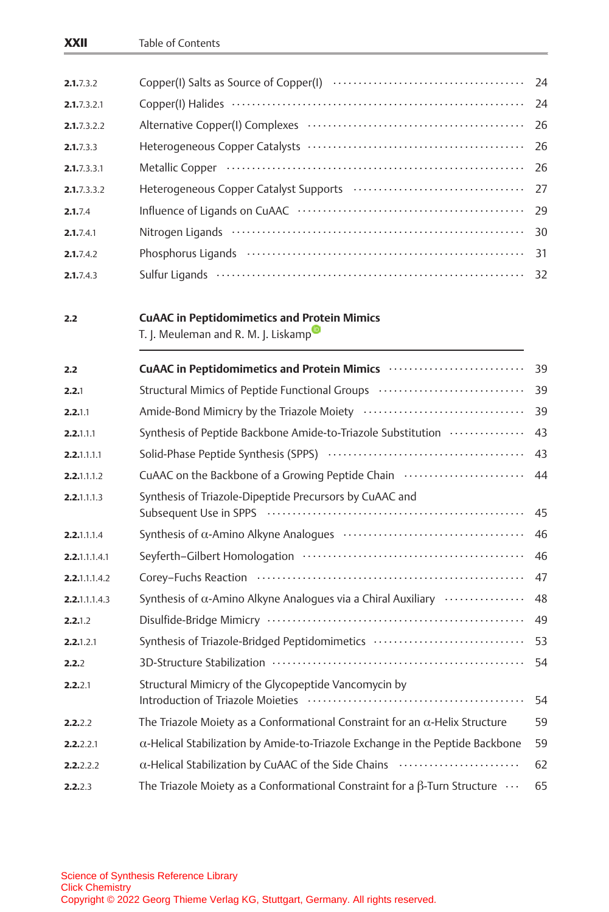| | | |
|---|---|---|
| **2.1**.7.3.2 | Copper(I) Salts as Source of Copper(I) | 24 |
| **2.1**.7.3.2.1 | Copper(I) Halides | 24 |
| **2.1**.7.3.2.2 | Alternative Copper(I) Complexes | 26 |
| **2.1**.7.3.3 | Heterogeneous Copper Catalysts | 26 |
| **2.1**.7.3.3.1 | Metallic Copper | 26 |
| **2.1**.7.3.3.2 | Heterogeneous Copper Catalyst Supports | 27 |
| **2.1**.7.4 | Influence of Ligands on CuAAC | 29 |
| **2.1**.7.4.1 | Nitrogen Ligands | 30 |
| **2.1**.7.4.2 | Phosphorus Ligands | 31 |
| **2.1**.7.4.3 | Sulfur Ligands | 32 |

**2.2** **CuAAC in Peptidomimetics and Protein Mimics**
T. J. Meuleman and R. M. J. Liskamp

| | | |
|---|---|---|
| **2.2** | **CuAAC in Peptidomimetics and Protein Mimics** | 39 |
| **2.2**.1 | Structural Mimics of Peptide Functional Groups | 39 |
| **2.2**.1.1 | Amide-Bond Mimicry by the Triazole Moiety | 39 |
| **2.2**.1.1.1 | Synthesis of Peptide Backbone Amide-to-Triazole Substitution | 43 |
| **2.2**.1.1.1.1 | Solid-Phase Peptide Synthesis (SPPS) | 43 |
| **2.2**.1.1.1.2 | CuAAC on the Backbone of a Growing Peptide Chain | 44 |
| **2.2**.1.1.1.3 | Synthesis of Triazole-Dipeptide Precursors by CuAAC and Subsequent Use in SPPS | 45 |
| **2.2**.1.1.1.4 | Synthesis of α-Amino Alkyne Analogues | 46 |
| **2.2**.1.1.1.4.1 | Seyferth–Gilbert Homologation | 46 |
| **2.2**.1.1.1.4.2 | Corey–Fuchs Reaction | 47 |
| **2.2**.1.1.1.4.3 | Synthesis of α-Amino Alkyne Analogues via a Chiral Auxiliary | 48 |
| **2.2**.1.2 | Disulfide-Bridge Mimicry | 49 |
| **2.2**.1.2.1 | Synthesis of Triazole-Bridged Peptidomimetics | 53 |
| **2.2**.2 | 3D-Structure Stabilization | 54 |
| **2.2**.2.1 | Structural Mimicry of the Glycopeptide Vancomycin by Introduction of Triazole Moieties | 54 |
| **2.2**.2.2 | The Triazole Moiety as a Conformational Constraint for an α-Helix Structure | 59 |
| **2.2**.2.2.1 | α-Helical Stabilization by Amide-to-Triazole Exchange in the Peptide Backbone | 59 |
| **2.2**.2.2.2 | α-Helical Stabilization by CuAAC of the Side Chains | 62 |
| **2.2**.2.3 | The Triazole Moiety as a Conformational Constraint for a β-Turn Structure | 65 |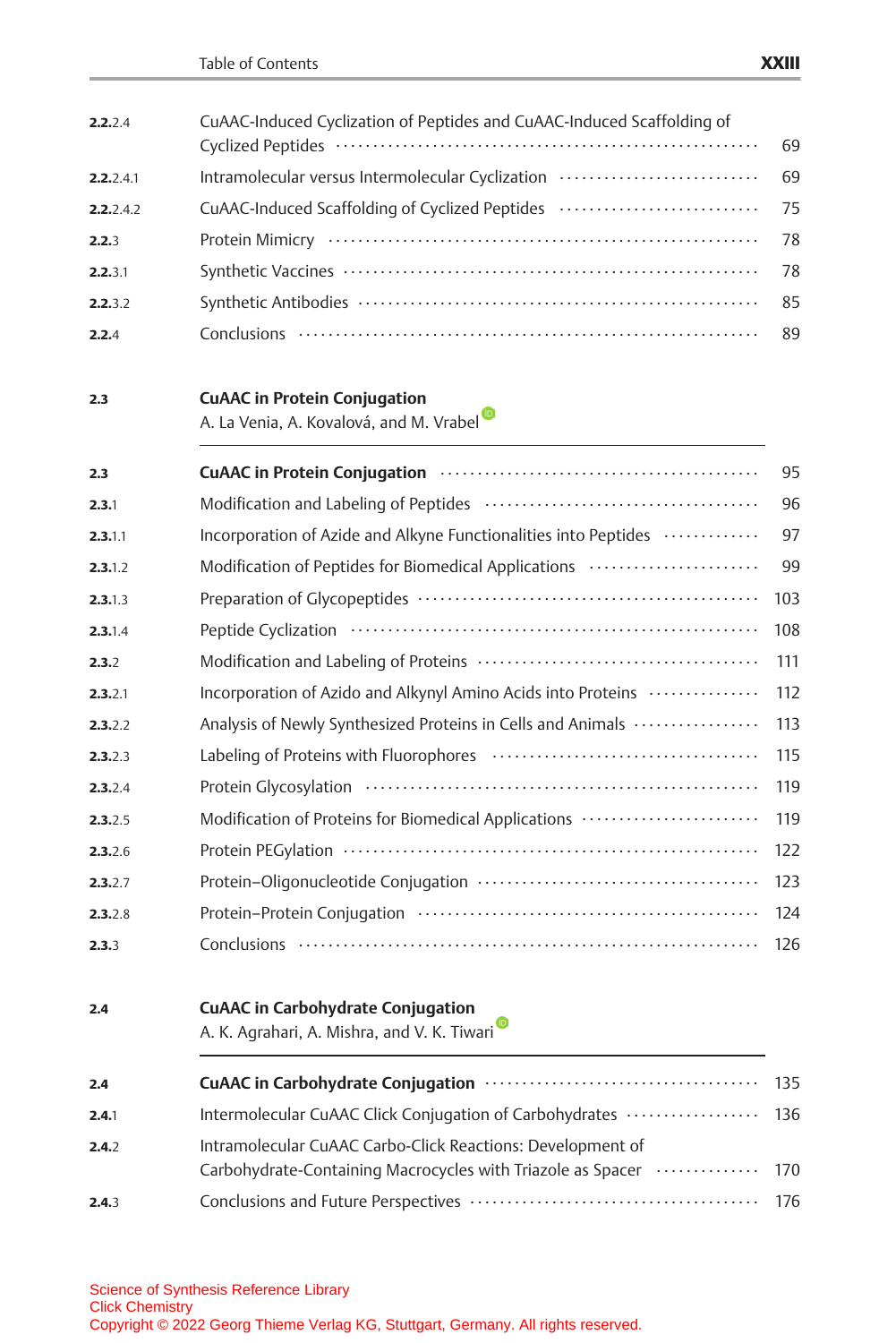| | | |
|---|---|---|
| **2.2.**2.4 | CuAAC-Induced Cyclization of Peptides and CuAAC-Induced Scaffolding of Cyclized Peptides | 69 |
| **2.2.**2.4.1 | Intramolecular versus Intermolecular Cyclization | 69 |
| **2.2.**2.4.2 | CuAAC-Induced Scaffolding of Cyclized Peptides | 75 |
| **2.2.**3 | Protein Mimicry | 78 |
| **2.2.**3.1 | Synthetic Vaccines | 78 |
| **2.2.**3.2 | Synthetic Antibodies | 85 |
| **2.2.**4 | Conclusions | 89 |

**2.3** **CuAAC in Protein Conjugation**
A. La Venia, A. Kovalová, and M. Vrabel

| | | |
|---|---|---|
| **2.3** | **CuAAC in Protein Conjugation** | 95 |
| **2.3.**1 | Modification and Labeling of Peptides | 96 |
| **2.3.**1.1 | Incorporation of Azide and Alkyne Functionalities into Peptides | 97 |
| **2.3.**1.2 | Modification of Peptides for Biomedical Applications | 99 |
| **2.3.**1.3 | Preparation of Glycopeptides | 103 |
| **2.3.**1.4 | Peptide Cyclization | 108 |
| **2.3.**2 | Modification and Labeling of Proteins | 111 |
| **2.3.**2.1 | Incorporation of Azido and Alkynyl Amino Acids into Proteins | 112 |
| **2.3.**2.2 | Analysis of Newly Synthesized Proteins in Cells and Animals | 113 |
| **2.3.**2.3 | Labeling of Proteins with Fluorophores | 115 |
| **2.3.**2.4 | Protein Glycosylation | 119 |
| **2.3.**2.5 | Modification of Proteins for Biomedical Applications | 119 |
| **2.3.**2.6 | Protein PEGylation | 122 |
| **2.3.**2.7 | Protein–Oligonucleotide Conjugation | 123 |
| **2.3.**2.8 | Protein–Protein Conjugation | 124 |
| **2.3.**3 | Conclusions | 126 |

**2.4** **CuAAC in Carbohydrate Conjugation**
A. K. Agrahari, A. Mishra, and V. K. Tiwari

| | | |
|---|---|---|
| **2.4** | **CuAAC in Carbohydrate Conjugation** | 135 |
| **2.4.**1 | Intermolecular CuAAC Click Conjugation of Carbohydrates | 136 |
| **2.4.**2 | Intramolecular CuAAC Carbo-Click Reactions: Development of Carbohydrate-Containing Macrocycles with Triazole as Spacer | 170 |
| **2.4.**3 | Conclusions and Future Perspectives | 176 |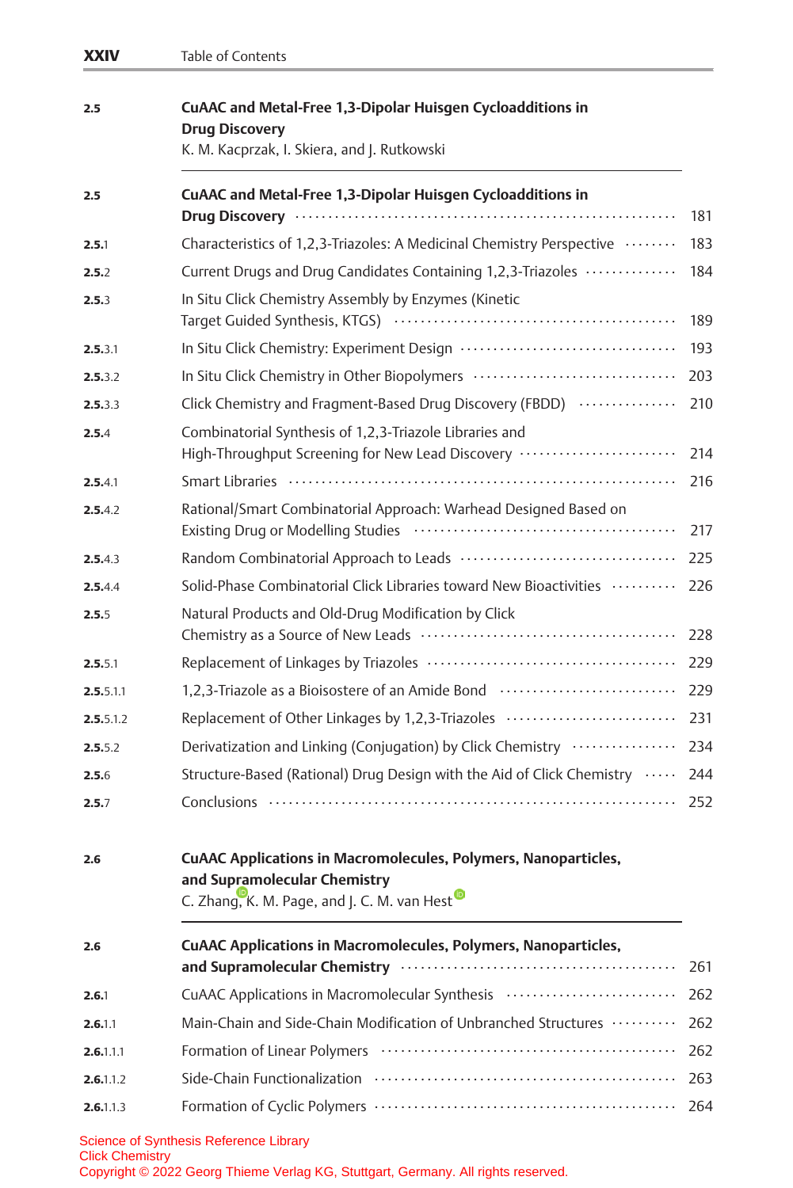**2.5** **CuAAC and Metal-Free 1,3-Dipolar Huisgen Cycloadditions in Drug Discovery**
K. M. Kacprzak, I. Skiera, and J. Rutkowski

---

| | | |
|---|---|---|
| **2.5** | **CuAAC and Metal-Free 1,3-Dipolar Huisgen Cycloadditions in Drug Discovery** | 181 |
| **2.5**.1 | Characteristics of 1,2,3-Triazoles: A Medicinal Chemistry Perspective | 183 |
| **2.5**.2 | Current Drugs and Drug Candidates Containing 1,2,3-Triazoles | 184 |
| **2.5**.3 | In Situ Click Chemistry Assembly by Enzymes (Kinetic Target Guided Synthesis, KTGS) | 189 |
| **2.5**.3.1 | In Situ Click Chemistry: Experiment Design | 193 |
| **2.5**.3.2 | In Situ Click Chemistry in Other Biopolymers | 203 |
| **2.5**.3.3 | Click Chemistry and Fragment-Based Drug Discovery (FBDD) | 210 |
| **2.5**.4 | Combinatorial Synthesis of 1,2,3-Triazole Libraries and High-Throughput Screening for New Lead Discovery | 214 |
| **2.5**.4.1 | Smart Libraries | 216 |
| **2.5**.4.2 | Rational/Smart Combinatorial Approach: Warhead Designed Based on Existing Drug or Modelling Studies | 217 |
| **2.5**.4.3 | Random Combinatorial Approach to Leads | 225 |
| **2.5**.4.4 | Solid-Phase Combinatorial Click Libraries toward New Bioactivities | 226 |
| **2.5**.5 | Natural Products and Old-Drug Modification by Click Chemistry as a Source of New Leads | 228 |
| **2.5**.5.1 | Replacement of Linkages by Triazoles | 229 |
| **2.5**.5.1.1 | 1,2,3-Triazole as a Bioisostere of an Amide Bond | 229 |
| **2.5**.5.1.2 | Replacement of Other Linkages by 1,2,3-Triazoles | 231 |
| **2.5**.5.2 | Derivatization and Linking (Conjugation) by Click Chemistry | 234 |
| **2.5**.6 | Structure-Based (Rational) Drug Design with the Aid of Click Chemistry | 244 |
| **2.5**.7 | Conclusions | 252 |

**2.6** **CuAAC Applications in Macromolecules, Polymers, Nanoparticles, and Supramolecular Chemistry**
C. Zhang, K. M. Page, and J. C. M. van Hest

---

| | | |
|---|---|---|
| **2.6** | **CuAAC Applications in Macromolecules, Polymers, Nanoparticles, and Supramolecular Chemistry** | 261 |
| **2.6**.1 | CuAAC Applications in Macromolecular Synthesis | 262 |
| **2.6**.1.1 | Main-Chain and Side-Chain Modification of Unbranched Structures | 262 |
| **2.6**.1.1.1 | Formation of Linear Polymers | 262 |
| **2.6**.1.1.2 | Side-Chain Functionalization | 263 |
| **2.6**.1.1.3 | Formation of Cyclic Polymers | 264 |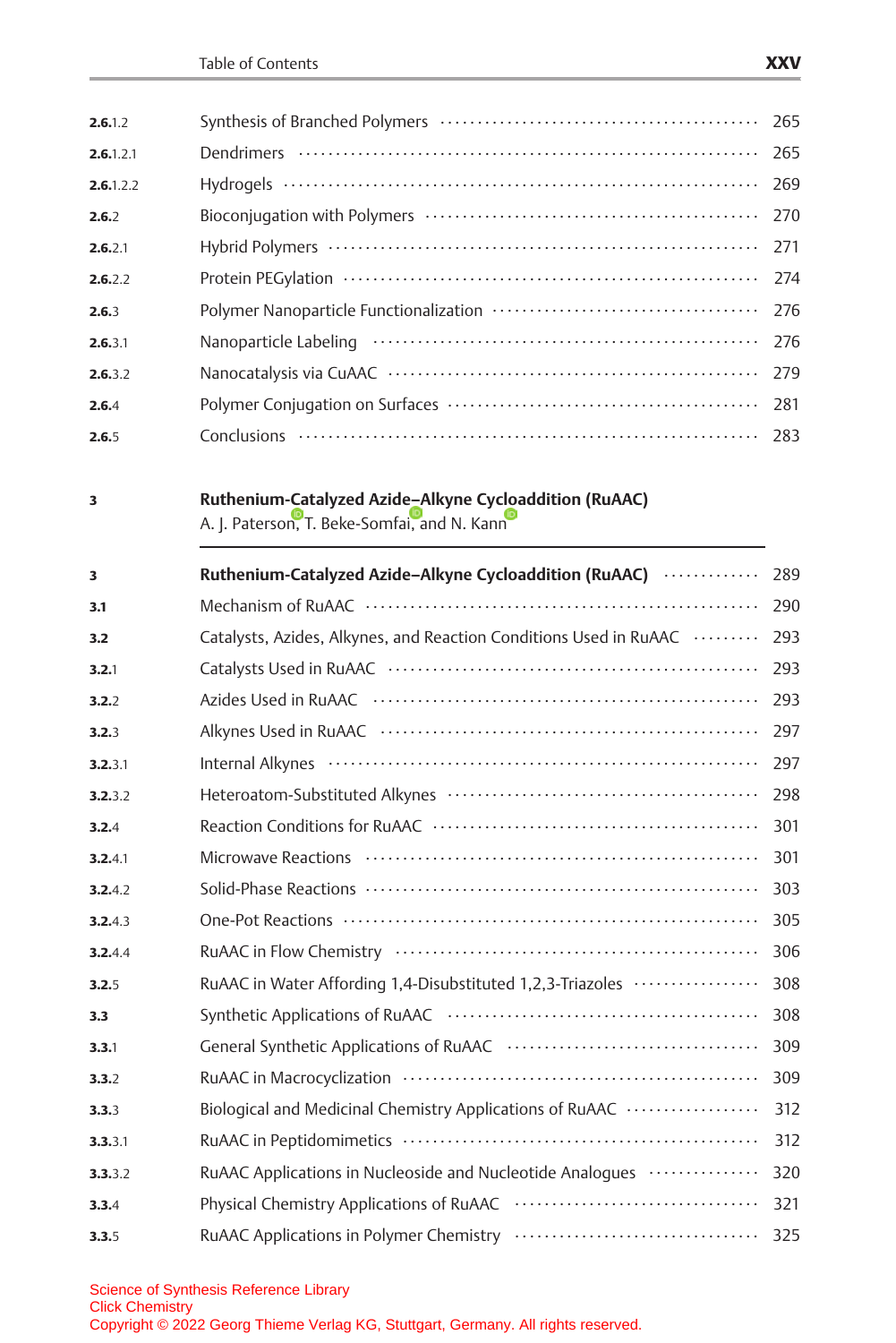| | | |
|---|---|---|
| **2.6**.1.2 | Synthesis of Branched Polymers | 265 |
| **2.6**.1.2.1 | Dendrimers | 265 |
| **2.6**.1.2.2 | Hydrogels | 269 |
| **2.6**.2 | Bioconjugation with Polymers | 270 |
| **2.6**.2.1 | Hybrid Polymers | 271 |
| **2.6**.2.2 | Protein PEGylation | 274 |
| **2.6**.3 | Polymer Nanoparticle Functionalization | 276 |
| **2.6**.3.1 | Nanoparticle Labeling | 276 |
| **2.6**.3.2 | Nanocatalysis via CuAAC | 279 |
| **2.6**.4 | Polymer Conjugation on Surfaces | 281 |
| **2.6**.5 | Conclusions | 283 |

**3** **Ruthenium-Catalyzed Azide–Alkyne Cycloaddition (RuAAC)**
A. J. Paterson, T. Beke-Somfai, and N. Kann

| | | |
|---|---|---|
| **3** | **Ruthenium-Catalyzed Azide–Alkyne Cycloaddition (RuAAC)** | 289 |
| **3.1** | Mechanism of RuAAC | 290 |
| **3.2** | Catalysts, Azides, Alkynes, and Reaction Conditions Used in RuAAC | 293 |
| **3.2**.1 | Catalysts Used in RuAAC | 293 |
| **3.2**.2 | Azides Used in RuAAC | 293 |
| **3.2**.3 | Alkynes Used in RuAAC | 297 |
| **3.2**.3.1 | Internal Alkynes | 297 |
| **3.2**.3.2 | Heteroatom-Substituted Alkynes | 298 |
| **3.2**.4 | Reaction Conditions for RuAAC | 301 |
| **3.2**.4.1 | Microwave Reactions | 301 |
| **3.2**.4.2 | Solid-Phase Reactions | 303 |
| **3.2**.4.3 | One-Pot Reactions | 305 |
| **3.2**.4.4 | RuAAC in Flow Chemistry | 306 |
| **3.2**.5 | RuAAC in Water Affording 1,4-Disubstituted 1,2,3-Triazoles | 308 |
| **3.3** | Synthetic Applications of RuAAC | 308 |
| **3.3**.1 | General Synthetic Applications of RuAAC | 309 |
| **3.3**.2 | RuAAC in Macrocyclization | 309 |
| **3.3**.3 | Biological and Medicinal Chemistry Applications of RuAAC | 312 |
| **3.3**.3.1 | RuAAC in Peptidomimetics | 312 |
| **3.3**.3.2 | RuAAC Applications in Nucleoside and Nucleotide Analogues | 320 |
| **3.3**.4 | Physical Chemistry Applications of RuAAC | 321 |
| **3.3**.5 | RuAAC Applications in Polymer Chemistry | 325 |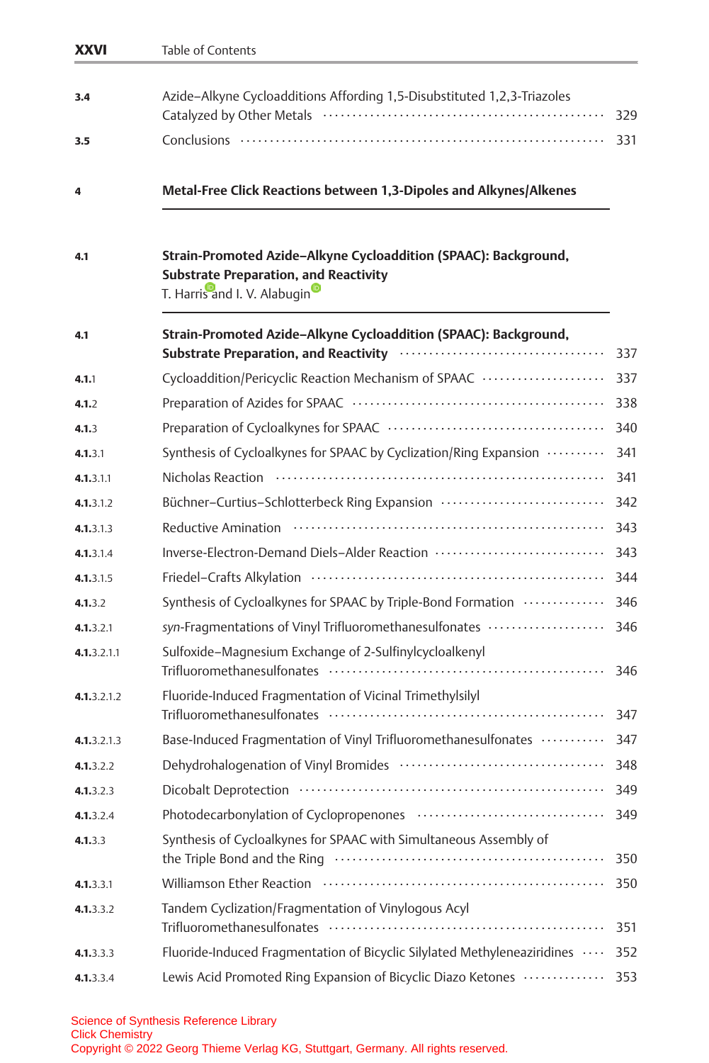| | | |
|---|---|---|
| 3.4 | Azide–Alkyne Cycloadditions Affording 1,5-Disubstituted 1,2,3-Triazoles Catalyzed by Other Metals | 329 |
| 3.5 | Conclusions | 331 |

**4** **Metal-Free Click Reactions between 1,3-Dipoles and Alkynes/Alkenes**

**4.1** **Strain-Promoted Azide–Alkyne Cycloaddition (SPAAC): Background, Substrate Preparation, and Reactivity**
T. Harris and I. V. Alabugin

| | | |
|---|---|---|
| **4.1** | **Strain-Promoted Azide–Alkyne Cycloaddition (SPAAC): Background, Substrate Preparation, and Reactivity** | 337 |
| **4.1**.1 | Cycloaddition/Pericyclic Reaction Mechanism of SPAAC | 337 |
| **4.1**.2 | Preparation of Azides for SPAAC | 338 |
| **4.1**.3 | Preparation of Cycloalkynes for SPAAC | 340 |
| **4.1**.3.1 | Synthesis of Cycloalkynes for SPAAC by Cyclization/Ring Expansion | 341 |
| **4.1**.3.1.1 | Nicholas Reaction | 341 |
| **4.1**.3.1.2 | Büchner–Curtius–Schlotterbeck Ring Expansion | 342 |
| **4.1**.3.1.3 | Reductive Amination | 343 |
| **4.1**.3.1.4 | Inverse-Electron-Demand Diels–Alder Reaction | 343 |
| **4.1**.3.1.5 | Friedel–Crafts Alkylation | 344 |
| **4.1**.3.2 | Synthesis of Cycloalkynes for SPAAC by Triple-Bond Formation | 346 |
| **4.1**.3.2.1 | *syn*-Fragmentations of Vinyl Trifluoromethanesulfonates | 346 |
| **4.1**.3.2.1.1 | Sulfoxide–Magnesium Exchange of 2-Sulfinylcycloalkenyl Trifluoromethanesulfonates | 346 |
| **4.1**.3.2.1.2 | Fluoride-Induced Fragmentation of Vicinal Trimethylsilyl Trifluoromethanesulfonates | 347 |
| **4.1**.3.2.1.3 | Base-Induced Fragmentation of Vinyl Trifluoromethanesulfonates | 347 |
| **4.1**.3.2.2 | Dehydrohalogenation of Vinyl Bromides | 348 |
| **4.1**.3.2.3 | Dicobalt Deprotection | 349 |
| **4.1**.3.2.4 | Photodecarbonylation of Cyclopropenones | 349 |
| **4.1**.3.3 | Synthesis of Cycloalkynes for SPAAC with Simultaneous Assembly of the Triple Bond and the Ring | 350 |
| **4.1**.3.3.1 | Williamson Ether Reaction | 350 |
| **4.1**.3.3.2 | Tandem Cyclization/Fragmentation of Vinylogous Acyl Trifluoromethanesulfonates | 351 |
| **4.1**.3.3.3 | Fluoride-Induced Fragmentation of Bicyclic Silylated Methyleneaziridines | 352 |
| **4.1**.3.3.4 | Lewis Acid Promoted Ring Expansion of Bicyclic Diazo Ketones | 353 |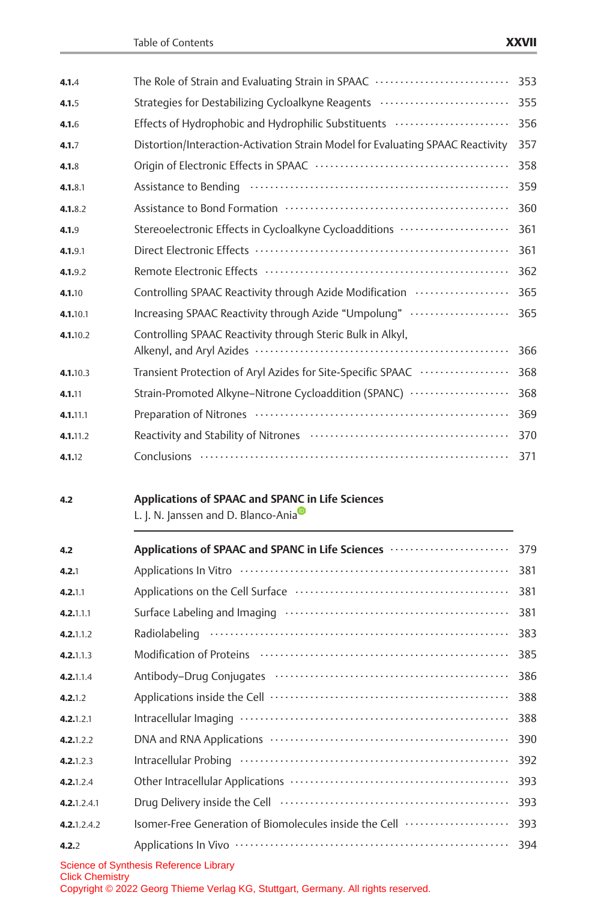| | | |
|---|---|---|
| **4.1.**4 | The Role of Strain and Evaluating Strain in SPAAC | 353 |
| **4.1.**5 | Strategies for Destabilizing Cycloalkyne Reagents | 355 |
| **4.1.**6 | Effects of Hydrophobic and Hydrophilic Substituents | 356 |
| **4.1.**7 | Distortion/Interaction-Activation Strain Model for Evaluating SPAAC Reactivity | 357 |
| **4.1.**8 | Origin of Electronic Effects in SPAAC | 358 |
| **4.1.**8.1 | Assistance to Bending | 359 |
| **4.1.**8.2 | Assistance to Bond Formation | 360 |
| **4.1.**9 | Stereoelectronic Effects in Cycloalkyne Cycloadditions | 361 |
| **4.1.**9.1 | Direct Electronic Effects | 361 |
| **4.1.**9.2 | Remote Electronic Effects | 362 |
| **4.1.**10 | Controlling SPAAC Reactivity through Azide Modification | 365 |
| **4.1.**10.1 | Increasing SPAAC Reactivity through Azide “Umpolung” | 365 |
| **4.1.**10.2 | Controlling SPAAC Reactivity through Steric Bulk in Alkyl, Alkenyl, and Aryl Azides | 366 |
| **4.1.**10.3 | Transient Protection of Aryl Azides for Site-Specific SPAAC | 368 |
| **4.1.**11 | Strain-Promoted Alkyne–Nitrone Cycloaddition (SPANC) | 368 |
| **4.1.**11.1 | Preparation of Nitrones | 369 |
| **4.1.**11.2 | Reactivity and Stability of Nitrones | 370 |
| **4.1.**12 | Conclusions | 371 |

**4.2** **Applications of SPAAC and SPANC in Life Sciences**
L. J. N. Janssen and D. Blanco-Ania

| | | |
|---|---|---|
| **4.2** | **Applications of SPAAC and SPANC in Life Sciences** | 379 |
| **4.2.**1 | Applications In Vitro | 381 |
| **4.2.**1.1 | Applications on the Cell Surface | 381 |
| **4.2.**1.1.1 | Surface Labeling and Imaging | 381 |
| **4.2.**1.1.2 | Radiolabeling | 383 |
| **4.2.**1.1.3 | Modification of Proteins | 385 |
| **4.2.**1.1.4 | Antibody–Drug Conjugates | 386 |
| **4.2.**1.2 | Applications inside the Cell | 388 |
| **4.2.**1.2.1 | Intracellular Imaging | 388 |
| **4.2.**1.2.2 | DNA and RNA Applications | 390 |
| **4.2.**1.2.3 | Intracellular Probing | 392 |
| **4.2.**1.2.4 | Other Intracellular Applications | 393 |
| **4.2.**1.2.4.1 | Drug Delivery inside the Cell | 393 |
| **4.2.**1.2.4.2 | Isomer-Free Generation of Biomolecules inside the Cell | 393 |
| **4.2.**2 | Applications In Vivo | 394 |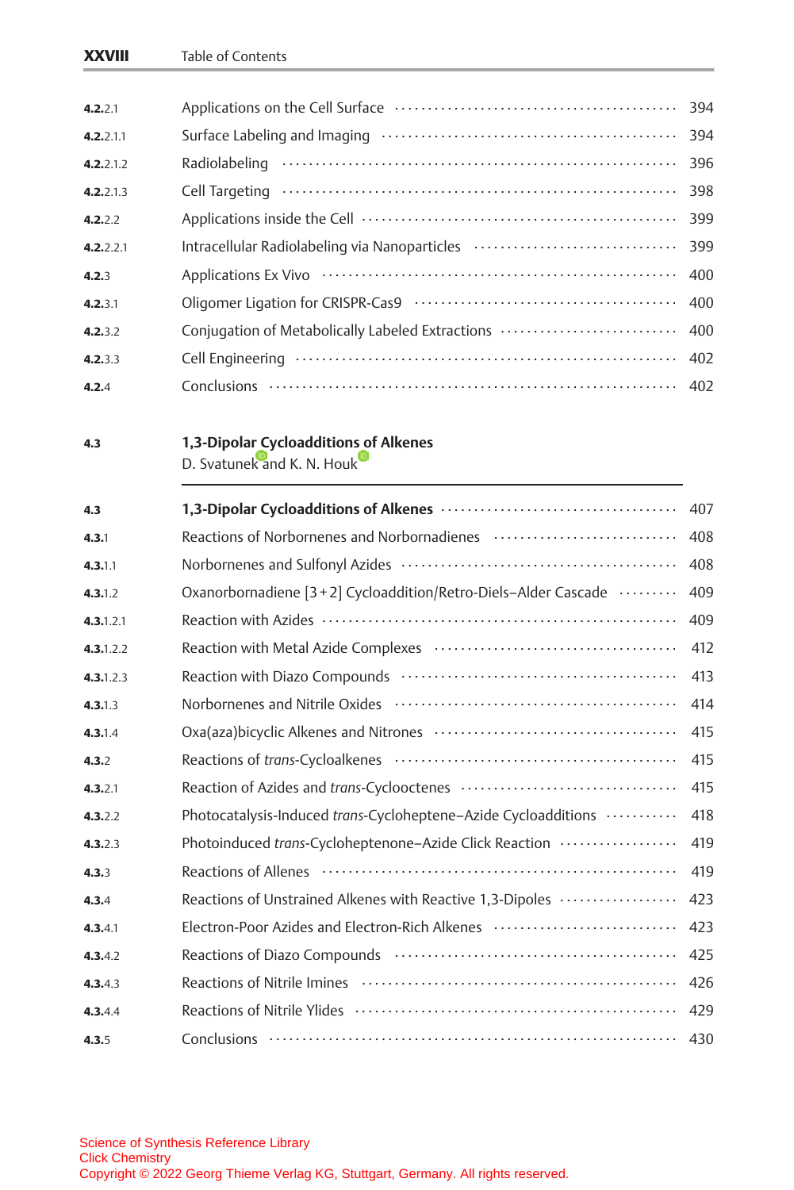| | | |
|---|---|---|
| **4.2.**2.1 | Applications on the Cell Surface | 394 |
| **4.2.**2.1.1 | Surface Labeling and Imaging | 394 |
| **4.2.**2.1.2 | Radiolabeling | 396 |
| **4.2.**2.1.3 | Cell Targeting | 398 |
| **4.2.**2.2 | Applications inside the Cell | 399 |
| **4.2.**2.2.1 | Intracellular Radiolabeling via Nanoparticles | 399 |
| **4.2.**3 | Applications Ex Vivo | 400 |
| **4.2.**3.1 | Oligomer Ligation for CRISPR-Cas9 | 400 |
| **4.2.**3.2 | Conjugation of Metabolically Labeled Extractions | 400 |
| **4.2.**3.3 | Cell Engineering | 402 |
| **4.2.**4 | Conclusions | 402 |

**4.3** **1,3-Dipolar Cycloadditions of Alkenes**
D. Svatunek and K. N. Houk

| | | |
|---|---|---|
| **4.3** | **1,3-Dipolar Cycloadditions of Alkenes** | 407 |
| **4.3.**1 | Reactions of Norbornenes and Norbornadienes | 408 |
| **4.3.**1.1 | Norbornenes and Sulfonyl Azides | 408 |
| **4.3.**1.2 | Oxanorbornadiene [3 + 2] Cycloaddition/Retro-Diels–Alder Cascade | 409 |
| **4.3.**1.2.1 | Reaction with Azides | 409 |
| **4.3.**1.2.2 | Reaction with Metal Azide Complexes | 412 |
| **4.3.**1.2.3 | Reaction with Diazo Compounds | 413 |
| **4.3.**1.3 | Norbornenes and Nitrile Oxides | 414 |
| **4.3.**1.4 | Oxa(aza)bicyclic Alkenes and Nitrones | 415 |
| **4.3.**2 | Reactions of *trans*-Cycloalkenes | 415 |
| **4.3.**2.1 | Reaction of Azides and *trans*-Cyclooctenes | 415 |
| **4.3.**2.2 | Photocatalysis-Induced *trans*-Cycloheptene–Azide Cycloadditions | 418 |
| **4.3.**2.3 | Photoinduced *trans*-Cycloheptenone–Azide Click Reaction | 419 |
| **4.3.**3 | Reactions of Allenes | 419 |
| **4.3.**4 | Reactions of Unstrained Alkenes with Reactive 1,3-Dipoles | 423 |
| **4.3.**4.1 | Electron-Poor Azides and Electron-Rich Alkenes | 423 |
| **4.3.**4.2 | Reactions of Diazo Compounds | 425 |
| **4.3.**4.3 | Reactions of Nitrile Imines | 426 |
| **4.3.**4.4 | Reactions of Nitrile Ylides | 429 |
| **4.3.**5 | Conclusions | 430 |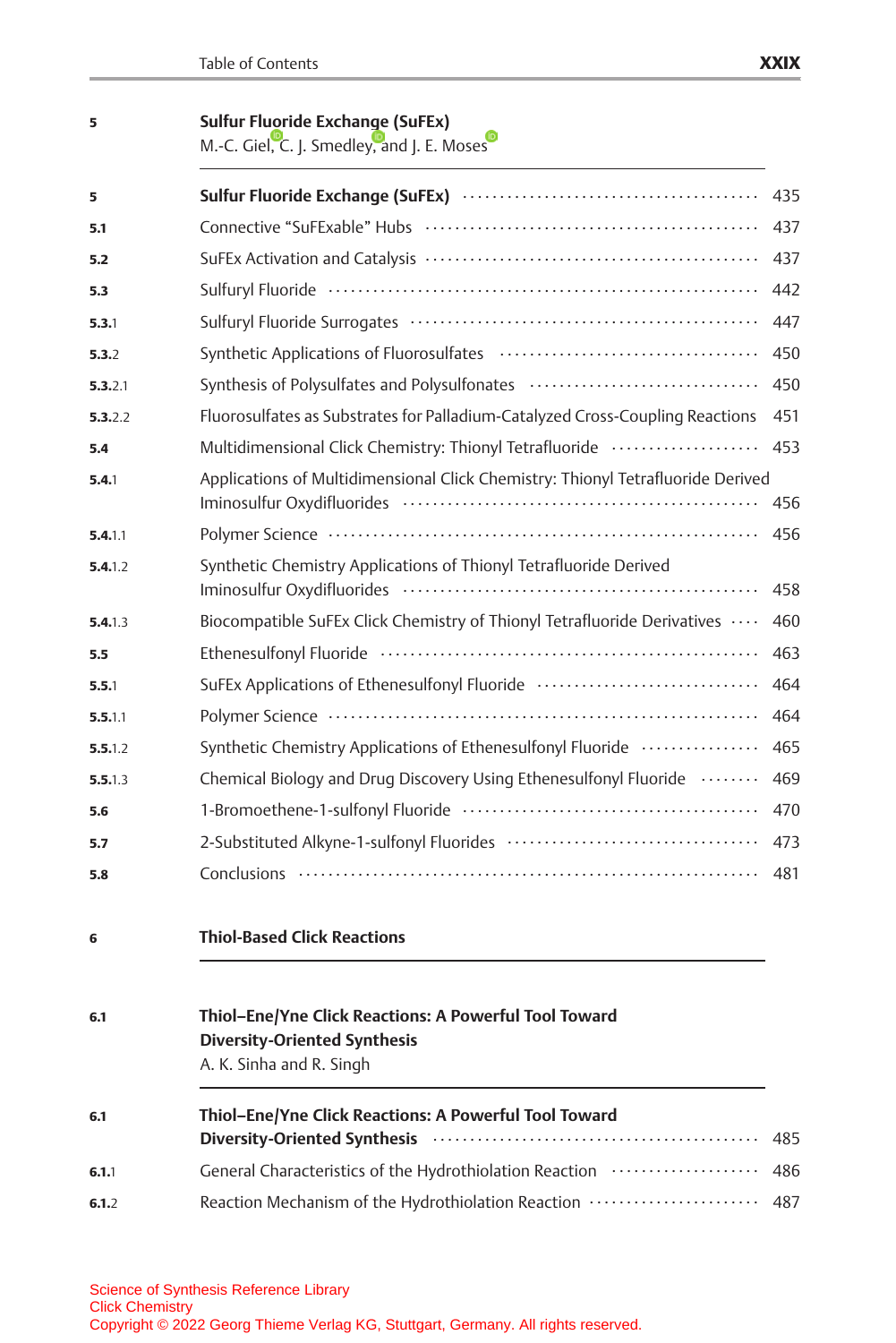**5** **Sulfur Fluoride Exchange (SuFEx)**
M.-C. Giel, C. J. Smedley, and J. E. Moses

| | | |
|---|---|---|
| **5** | **Sulfur Fluoride Exchange (SuFEx)** | 435 |
| **5.1** | Connective “SuFExable” Hubs | 437 |
| **5.2** | SuFEx Activation and Catalysis | 437 |
| **5.3** | Sulfuryl Fluoride | 442 |
| **5.3**.1 | Sulfuryl Fluoride Surrogates | 447 |
| **5.3**.2 | Synthetic Applications of Fluorosulfates | 450 |
| **5.3**.2.1 | Synthesis of Polysulfates and Polysulfonates | 450 |
| **5.3**.2.2 | Fluorosulfates as Substrates for Palladium-Catalyzed Cross-Coupling Reactions | 451 |
| **5.4** | Multidimensional Click Chemistry: Thionyl Tetrafluoride | 453 |
| **5.4**.1 | Applications of Multidimensional Click Chemistry: Thionyl Tetrafluoride Derived Iminosulfur Oxydifluorides | 456 |
| **5.4**.1.1 | Polymer Science | 456 |
| **5.4**.1.2 | Synthetic Chemistry Applications of Thionyl Tetrafluoride Derived Iminosulfur Oxydifluorides | 458 |
| **5.4**.1.3 | Biocompatible SuFEx Click Chemistry of Thionyl Tetrafluoride Derivatives | 460 |
| **5.5** | Ethenesulfonyl Fluoride | 463 |
| **5.5**.1 | SuFEx Applications of Ethenesulfonyl Fluoride | 464 |
| **5.5**.1.1 | Polymer Science | 464 |
| **5.5**.1.2 | Synthetic Chemistry Applications of Ethenesulfonyl Fluoride | 465 |
| **5.5**.1.3 | Chemical Biology and Drug Discovery Using Ethenesulfonyl Fluoride | 469 |
| **5.6** | 1-Bromoethene-1-sulfonyl Fluoride | 470 |
| **5.7** | 2-Substituted Alkyne-1-sulfonyl Fluorides | 473 |
| **5.8** | Conclusions | 481 |

**6** **Thiol-Based Click Reactions**

**6.1** **Thiol–Ene/Yne Click Reactions: A Powerful Tool Toward Diversity-Oriented Synthesis**
A. K. Sinha and R. Singh

| | | |
|---|---|---|
| **6.1** | **Thiol–Ene/Yne Click Reactions: A Powerful Tool Toward Diversity-Oriented Synthesis** | 485 |
| **6.1**.1 | General Characteristics of the Hydrothiolation Reaction | 486 |
| **6.1**.2 | Reaction Mechanism of the Hydrothiolation Reaction | 487 |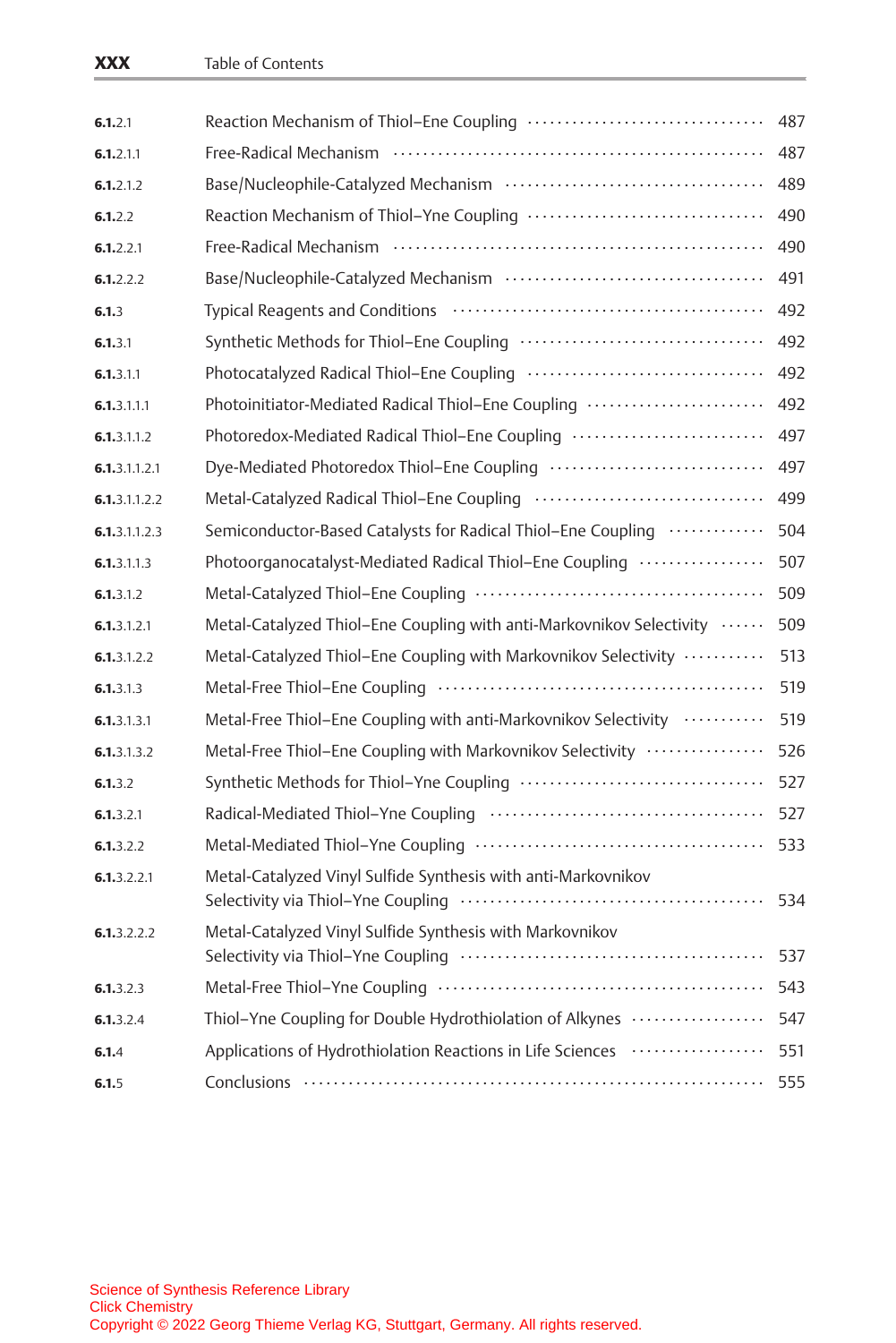| | | |
|---|---|---|
| **6.1**.2.1 | Reaction Mechanism of Thiol–Ene Coupling | 487 |
| **6.1**.2.1.1 | Free-Radical Mechanism | 487 |
| **6.1**.2.1.2 | Base/Nucleophile-Catalyzed Mechanism | 489 |
| **6.1**.2.2 | Reaction Mechanism of Thiol–Yne Coupling | 490 |
| **6.1**.2.2.1 | Free-Radical Mechanism | 490 |
| **6.1**.2.2.2 | Base/Nucleophile-Catalyzed Mechanism | 491 |
| **6.1**.3 | Typical Reagents and Conditions | 492 |
| **6.1**.3.1 | Synthetic Methods for Thiol–Ene Coupling | 492 |
| **6.1**.3.1.1 | Photocatalyzed Radical Thiol–Ene Coupling | 492 |
| **6.1**.3.1.1.1 | Photoinitiator-Mediated Radical Thiol–Ene Coupling | 492 |
| **6.1**.3.1.1.2 | Photoredox-Mediated Radical Thiol–Ene Coupling | 497 |
| **6.1**.3.1.1.2.1 | Dye-Mediated Photoredox Thiol–Ene Coupling | 497 |
| **6.1**.3.1.1.2.2 | Metal-Catalyzed Radical Thiol–Ene Coupling | 499 |
| **6.1**.3.1.1.2.3 | Semiconductor-Based Catalysts for Radical Thiol–Ene Coupling | 504 |
| **6.1**.3.1.1.3 | Photoorganocatalyst-Mediated Radical Thiol–Ene Coupling | 507 |
| **6.1**.3.1.2 | Metal-Catalyzed Thiol–Ene Coupling | 509 |
| **6.1**.3.1.2.1 | Metal-Catalyzed Thiol–Ene Coupling with anti-Markovnikov Selectivity | 509 |
| **6.1**.3.1.2.2 | Metal-Catalyzed Thiol–Ene Coupling with Markovnikov Selectivity | 513 |
| **6.1**.3.1.3 | Metal-Free Thiol–Ene Coupling | 519 |
| **6.1**.3.1.3.1 | Metal-Free Thiol–Ene Coupling with anti-Markovnikov Selectivity | 519 |
| **6.1**.3.1.3.2 | Metal-Free Thiol–Ene Coupling with Markovnikov Selectivity | 526 |
| **6.1**.3.2 | Synthetic Methods for Thiol–Yne Coupling | 527 |
| **6.1**.3.2.1 | Radical-Mediated Thiol–Yne Coupling | 527 |
| **6.1**.3.2.2 | Metal-Mediated Thiol–Yne Coupling | 533 |
| **6.1**.3.2.2.1 | Metal-Catalyzed Vinyl Sulfide Synthesis with anti-Markovnikov Selectivity via Thiol–Yne Coupling | 534 |
| **6.1**.3.2.2.2 | Metal-Catalyzed Vinyl Sulfide Synthesis with Markovnikov Selectivity via Thiol–Yne Coupling | 537 |
| **6.1**.3.2.3 | Metal-Free Thiol–Yne Coupling | 543 |
| **6.1**.3.2.4 | Thiol–Yne Coupling for Double Hydrothiolation of Alkynes | 547 |
| **6.1**.4 | Applications of Hydrothiolation Reactions in Life Sciences | 551 |
| **6.1**.5 | Conclusions | 555 |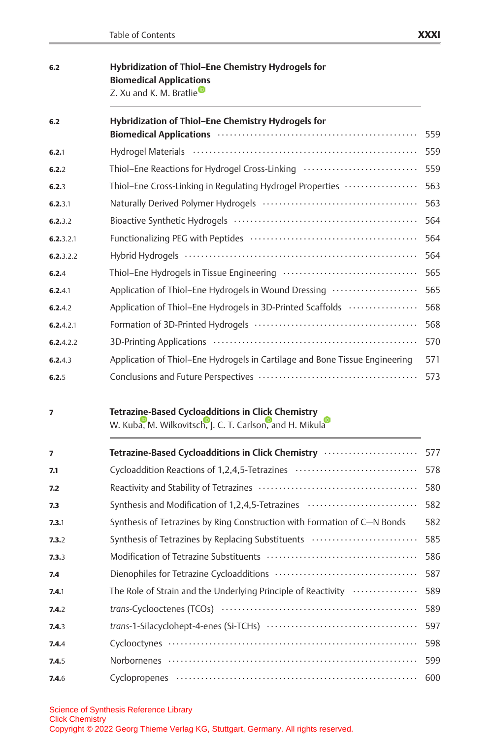**6.2** **Hybridization of Thiol–Ene Chemistry Hydrogels for Biomedical Applications**
Z. Xu and K. M. Bratlie

---

| | | |
|---|---|---|
| **6.2** | **Hybridization of Thiol–Ene Chemistry Hydrogels for Biomedical Applications** | 559 |
| **6.2**.1 | Hydrogel Materials | 559 |
| **6.2**.2 | Thiol–Ene Reactions for Hydrogel Cross-Linking | 559 |
| **6.2**.3 | Thiol–Ene Cross-Linking in Regulating Hydrogel Properties | 563 |
| **6.2**.3.1 | Naturally Derived Polymer Hydrogels | 563 |
| **6.2**.3.2 | Bioactive Synthetic Hydrogels | 564 |
| **6.2**.3.2.1 | Functionalizing PEG with Peptides | 564 |
| **6.2**.3.2.2 | Hybrid Hydrogels | 564 |
| **6.2**.4 | Thiol–Ene Hydrogels in Tissue Engineering | 565 |
| **6.2**.4.1 | Application of Thiol–Ene Hydrogels in Wound Dressing | 565 |
| **6.2**.4.2 | Application of Thiol–Ene Hydrogels in 3D-Printed Scaffolds | 568 |
| **6.2**.4.2.1 | Formation of 3D-Printed Hydrogels | 568 |
| **6.2**.4.2.2 | 3D-Printing Applications | 570 |
| **6.2**.4.3 | Application of Thiol–Ene Hydrogels in Cartilage and Bone Tissue Engineering | 571 |
| **6.2**.5 | Conclusions and Future Perspectives | 573 |

**7** **Tetrazine-Based Cycloadditions in Click Chemistry**
W. Kuba, M. Wilkovitsch, J. C. T. Carlson, and H. Mikula

---

| | | |
|---|---|---|
| **7** | **Tetrazine-Based Cycloadditions in Click Chemistry** | 577 |
| **7.1** | Cycloaddition Reactions of 1,2,4,5-Tetrazines | 578 |
| **7.2** | Reactivity and Stability of Tetrazines | 580 |
| **7.3** | Synthesis and Modification of 1,2,4,5-Tetrazines | 582 |
| **7.3**.1 | Synthesis of Tetrazines by Ring Construction with Formation of C—N Bonds | 582 |
| **7.3**.2 | Synthesis of Tetrazines by Replacing Substituents | 585 |
| **7.3**.3 | Modification of Tetrazine Substituents | 586 |
| **7.4** | Dienophiles for Tetrazine Cycloadditions | 587 |
| **7.4**.1 | The Role of Strain and the Underlying Principle of Reactivity | 589 |
| **7.4**.2 | *trans*-Cyclooctenes (TCOs) | 589 |
| **7.4**.3 | *trans*-1-Silacyclohept-4-enes (Si-TCHs) | 597 |
| **7.4**.4 | Cyclooctynes | 598 |
| **7.4**.5 | Norbornenes | 599 |
| **7.4**.6 | Cyclopropenes | 600 |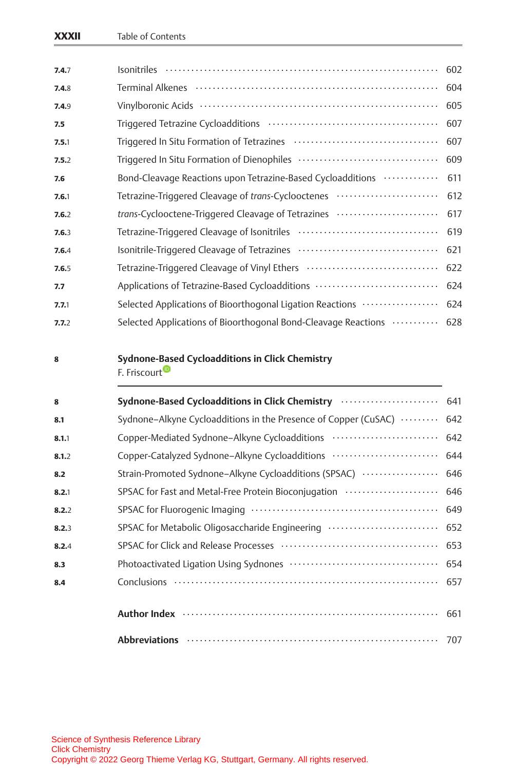| | | |
|---|---|---|
| **7.4.7** | Isonitriles | 602 |
| **7.4.8** | Terminal Alkenes | 604 |
| **7.4.9** | Vinylboronic Acids | 605 |
| **7.5** | Triggered Tetrazine Cycloadditions | 607 |
| **7.5.1** | Triggered In Situ Formation of Tetrazines | 607 |
| **7.5.2** | Triggered In Situ Formation of Dienophiles | 609 |
| **7.6** | Bond-Cleavage Reactions upon Tetrazine-Based Cycloadditions | 611 |
| **7.6.1** | Tetrazine-Triggered Cleavage of *trans*-Cyclooctenes | 612 |
| **7.6.2** | *trans*-Cyclooctene-Triggered Cleavage of Tetrazines | 617 |
| **7.6.3** | Tetrazine-Triggered Cleavage of Isonitriles | 619 |
| **7.6.4** | Isonitrile-Triggered Cleavage of Tetrazines | 621 |
| **7.6.5** | Tetrazine-Triggered Cleavage of Vinyl Ethers | 622 |
| **7.7** | Applications of Tetrazine-Based Cycloadditions | 624 |
| **7.7.1** | Selected Applications of Bioorthogonal Ligation Reactions | 624 |
| **7.7.2** | Selected Applications of Bioorthogonal Bond-Cleavage Reactions | 628 |

**8** **Sydnone-Based Cycloadditions in Click Chemistry**
F. Friscourt

| | | |
|---|---|---|
| **8** | **Sydnone-Based Cycloadditions in Click Chemistry** | 641 |
| **8.1** | Sydnone–Alkyne Cycloadditions in the Presence of Copper (CuSAC) | 642 |
| **8.1.1** | Copper-Mediated Sydnone–Alkyne Cycloadditions | 642 |
| **8.1.2** | Copper-Catalyzed Sydnone–Alkyne Cycloadditions | 644 |
| **8.2** | Strain-Promoted Sydnone–Alkyne Cycloadditions (SPSAC) | 646 |
| **8.2.1** | SPSAC for Fast and Metal-Free Protein Bioconjugation | 646 |
| **8.2.2** | SPSAC for Fluorogenic Imaging | 649 |
| **8.2.3** | SPSAC for Metabolic Oligosaccharide Engineering | 652 |
| **8.2.4** | SPSAC for Click and Release Processes | 653 |
| **8.3** | Photoactivated Ligation Using Sydnones | 654 |
| **8.4** | Conclusions | 657 |
| | **Author Index** | 661 |
| | **Abbreviations** | 707 |